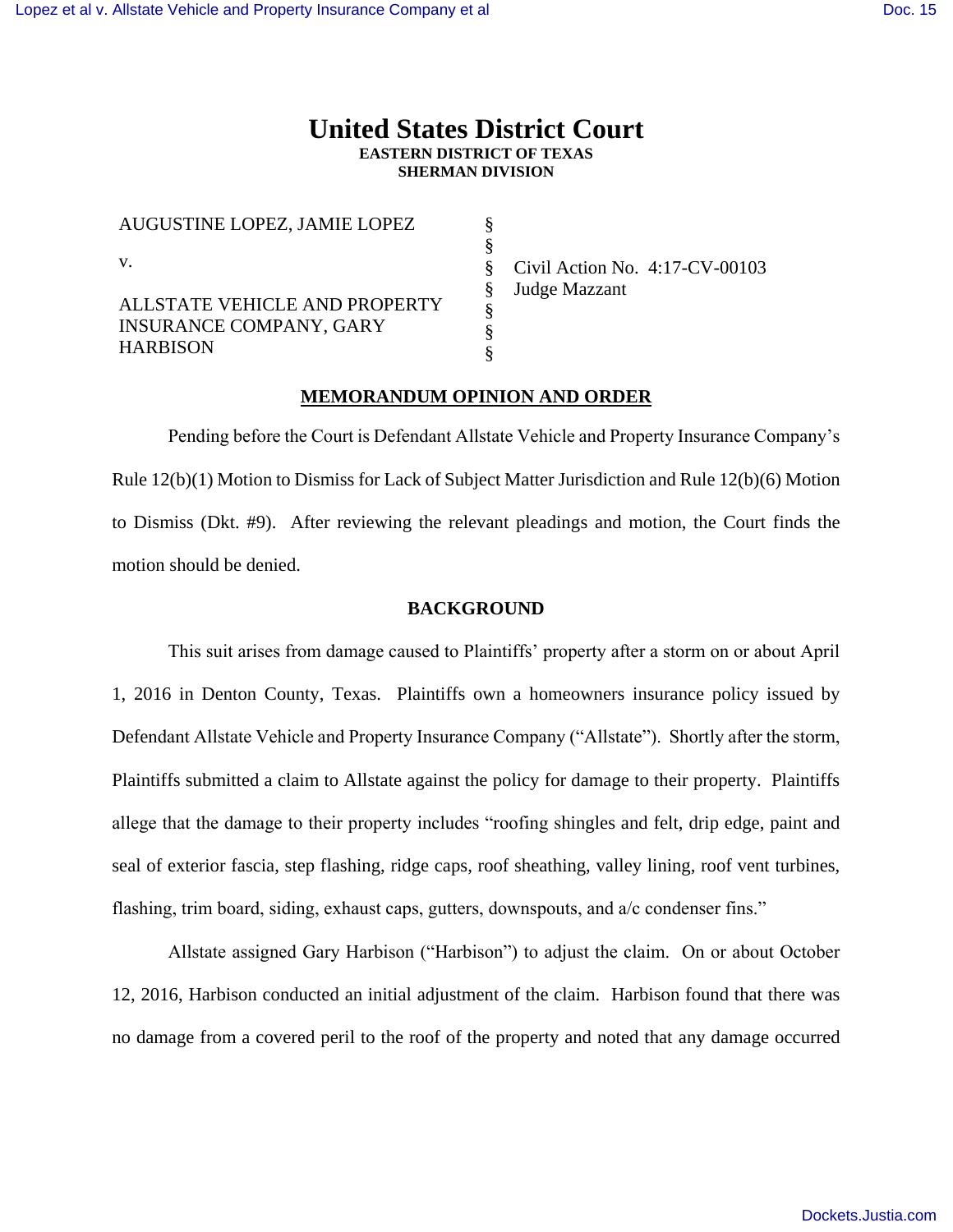# United States District Court
**EASTERN DISTRICT OF TEXAS**
**SHERMAN DIVISION**

| | | |
|---|---|---|
| AUGUSTINE LOPEZ, JAMIE LOPEZ | § | |
| | § | |
| v. | § | Civil Action No. 4:17-CV-00103 |
| | § | Judge Mazzant |
| ALLSTATE VEHICLE AND PROPERTY INSURANCE COMPANY, GARY HARBISON | § | |
| | § | |
| | § | |

## MEMORANDUM OPINION AND ORDER

Pending before the Court is Defendant Allstate Vehicle and Property Insurance Company's Rule 12(b)(1) Motion to Dismiss for Lack of Subject Matter Jurisdiction and Rule 12(b)(6) Motion to Dismiss (Dkt. #9). After reviewing the relevant pleadings and motion, the Court finds the motion should be denied.

## BACKGROUND

This suit arises from damage caused to Plaintiffs' property after a storm on or about April 1, 2016 in Denton County, Texas. Plaintiffs own a homeowners insurance policy issued by Defendant Allstate Vehicle and Property Insurance Company ("Allstate"). Shortly after the storm, Plaintiffs submitted a claim to Allstate against the policy for damage to their property. Plaintiffs allege that the damage to their property includes "roofing shingles and felt, drip edge, paint and seal of exterior fascia, step flashing, ridge caps, roof sheathing, valley lining, roof vent turbines, flashing, trim board, siding, exhaust caps, gutters, downspouts, and a/c condenser fins."

Allstate assigned Gary Harbison ("Harbison") to adjust the claim. On or about October 12, 2016, Harbison conducted an initial adjustment of the claim. Harbison found that there was no damage from a covered peril to the roof of the property and noted that any damage occurred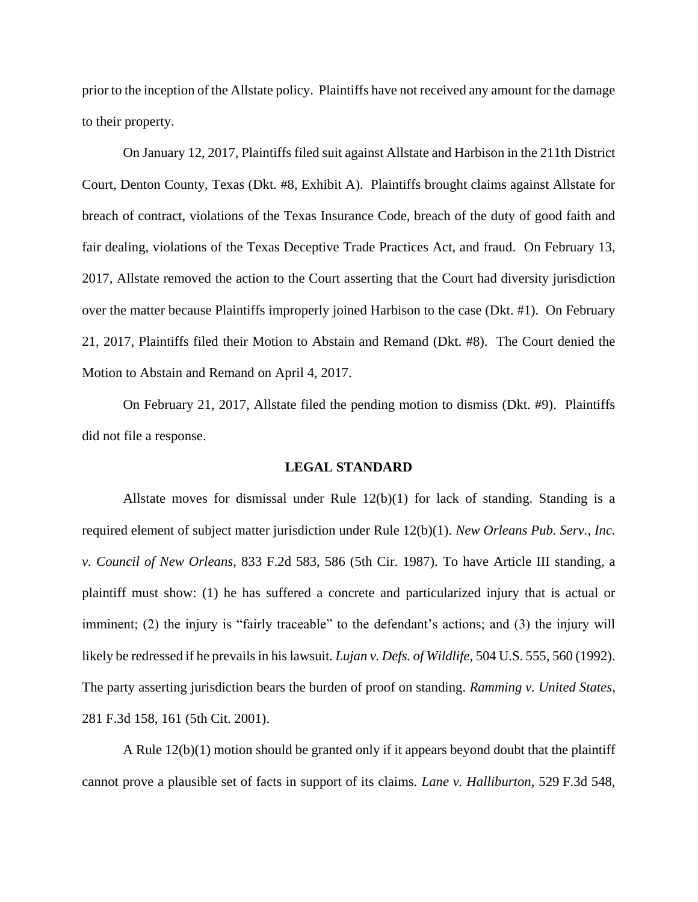prior to the inception of the Allstate policy. Plaintiffs have not received any amount for the damage to their property.

On January 12, 2017, Plaintiffs filed suit against Allstate and Harbison in the 211th District Court, Denton County, Texas (Dkt. #8, Exhibit A). Plaintiffs brought claims against Allstate for breach of contract, violations of the Texas Insurance Code, breach of the duty of good faith and fair dealing, violations of the Texas Deceptive Trade Practices Act, and fraud. On February 13, 2017, Allstate removed the action to the Court asserting that the Court had diversity jurisdiction over the matter because Plaintiffs improperly joined Harbison to the case (Dkt. #1). On February 21, 2017, Plaintiffs filed their Motion to Abstain and Remand (Dkt. #8). The Court denied the Motion to Abstain and Remand on April 4, 2017.

On February 21, 2017, Allstate filed the pending motion to dismiss (Dkt. #9). Plaintiffs did not file a response.

## LEGAL STANDARD

Allstate moves for dismissal under Rule 12(b)(1) for lack of standing. Standing is a required element of subject matter jurisdiction under Rule 12(b)(1). *New Orleans Pub. Serv., Inc. v. Council of New Orleans*, 833 F.2d 583, 586 (5th Cir. 1987). To have Article III standing, a plaintiff must show: (1) he has suffered a concrete and particularized injury that is actual or imminent; (2) the injury is "fairly traceable" to the defendant's actions; and (3) the injury will likely be redressed if he prevails in his lawsuit. *Lujan v. Defs. of Wildlife*, 504 U.S. 555, 560 (1992). The party asserting jurisdiction bears the burden of proof on standing. *Ramming v. United States*, 281 F.3d 158, 161 (5th Cit. 2001).

A Rule 12(b)(1) motion should be granted only if it appears beyond doubt that the plaintiff cannot prove a plausible set of facts in support of its claims. *Lane v. Halliburton*, 529 F.3d 548,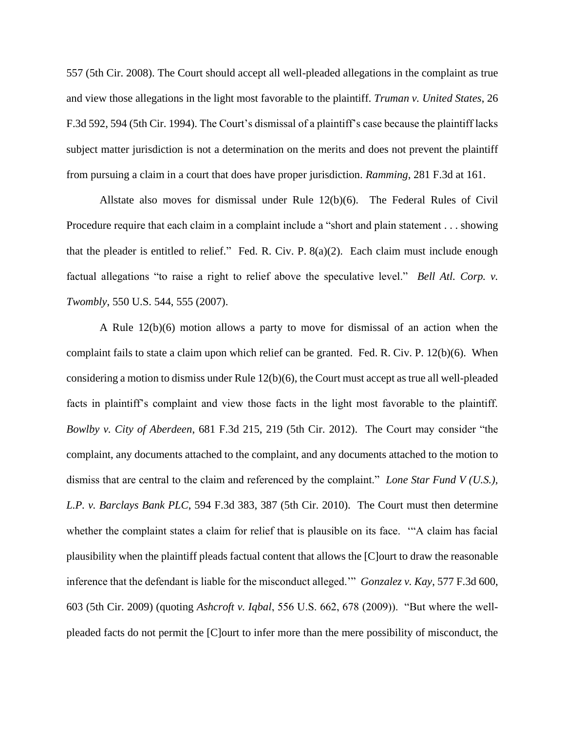557 (5th Cir. 2008). The Court should accept all well-pleaded allegations in the complaint as true and view those allegations in the light most favorable to the plaintiff. *Truman v. United States*, 26 F.3d 592, 594 (5th Cir. 1994). The Court's dismissal of a plaintiff's case because the plaintiff lacks subject matter jurisdiction is not a determination on the merits and does not prevent the plaintiff from pursuing a claim in a court that does have proper jurisdiction. *Ramming*, 281 F.3d at 161.

Allstate also moves for dismissal under Rule 12(b)(6). The Federal Rules of Civil Procedure require that each claim in a complaint include a "short and plain statement . . . showing that the pleader is entitled to relief." Fed. R. Civ. P. 8(a)(2). Each claim must include enough factual allegations "to raise a right to relief above the speculative level." *Bell Atl. Corp. v. Twombly*, 550 U.S. 544, 555 (2007).

A Rule 12(b)(6) motion allows a party to move for dismissal of an action when the complaint fails to state a claim upon which relief can be granted. Fed. R. Civ. P. 12(b)(6). When considering a motion to dismiss under Rule 12(b)(6), the Court must accept as true all well-pleaded facts in plaintiff's complaint and view those facts in the light most favorable to the plaintiff. *Bowlby v. City of Aberdeen*, 681 F.3d 215, 219 (5th Cir. 2012). The Court may consider "the complaint, any documents attached to the complaint, and any documents attached to the motion to dismiss that are central to the claim and referenced by the complaint." *Lone Star Fund V (U.S.), L.P. v. Barclays Bank PLC*, 594 F.3d 383, 387 (5th Cir. 2010). The Court must then determine whether the complaint states a claim for relief that is plausible on its face. '"A claim has facial plausibility when the plaintiff pleads factual content that allows the [C]ourt to draw the reasonable inference that the defendant is liable for the misconduct alleged.'" *Gonzalez v. Kay*, 577 F.3d 600, 603 (5th Cir. 2009) (quoting *Ashcroft v. Iqbal*, 556 U.S. 662, 678 (2009)). "But where the well-pleaded facts do not permit the [C]ourt to infer more than the mere possibility of misconduct, the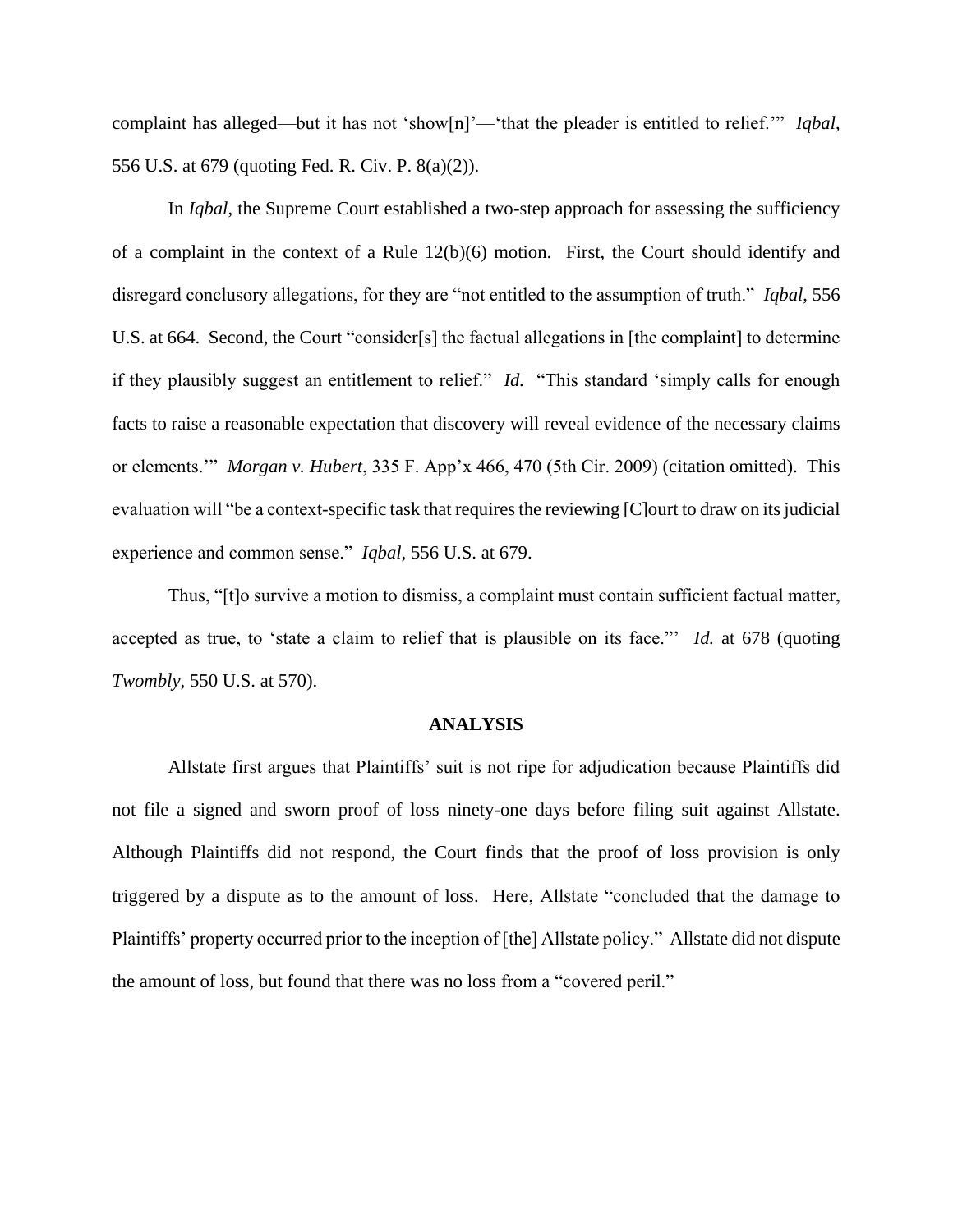complaint has alleged—but it has not 'show[n]'—'that the pleader is entitled to relief.'" *Iqbal*, 556 U.S. at 679 (quoting Fed. R. Civ. P. 8(a)(2)).

In *Iqbal*, the Supreme Court established a two-step approach for assessing the sufficiency of a complaint in the context of a Rule 12(b)(6) motion. First, the Court should identify and disregard conclusory allegations, for they are "not entitled to the assumption of truth." *Iqbal*, 556 U.S. at 664. Second, the Court "consider[s] the factual allegations in [the complaint] to determine if they plausibly suggest an entitlement to relief." *Id.* "This standard 'simply calls for enough facts to raise a reasonable expectation that discovery will reveal evidence of the necessary claims or elements.'" *Morgan v. Hubert*, 335 F. App'x 466, 470 (5th Cir. 2009) (citation omitted). This evaluation will "be a context-specific task that requires the reviewing [C]ourt to draw on its judicial experience and common sense." *Iqbal*, 556 U.S. at 679.

Thus, "[t]o survive a motion to dismiss, a complaint must contain sufficient factual matter, accepted as true, to 'state a claim to relief that is plausible on its face.'" *Id.* at 678 (quoting *Twombly*, 550 U.S. at 570).

## ANALYSIS

Allstate first argues that Plaintiffs' suit is not ripe for adjudication because Plaintiffs did not file a signed and sworn proof of loss ninety-one days before filing suit against Allstate. Although Plaintiffs did not respond, the Court finds that the proof of loss provision is only triggered by a dispute as to the amount of loss. Here, Allstate "concluded that the damage to Plaintiffs' property occurred prior to the inception of [the] Allstate policy." Allstate did not dispute the amount of loss, but found that there was no loss from a "covered peril."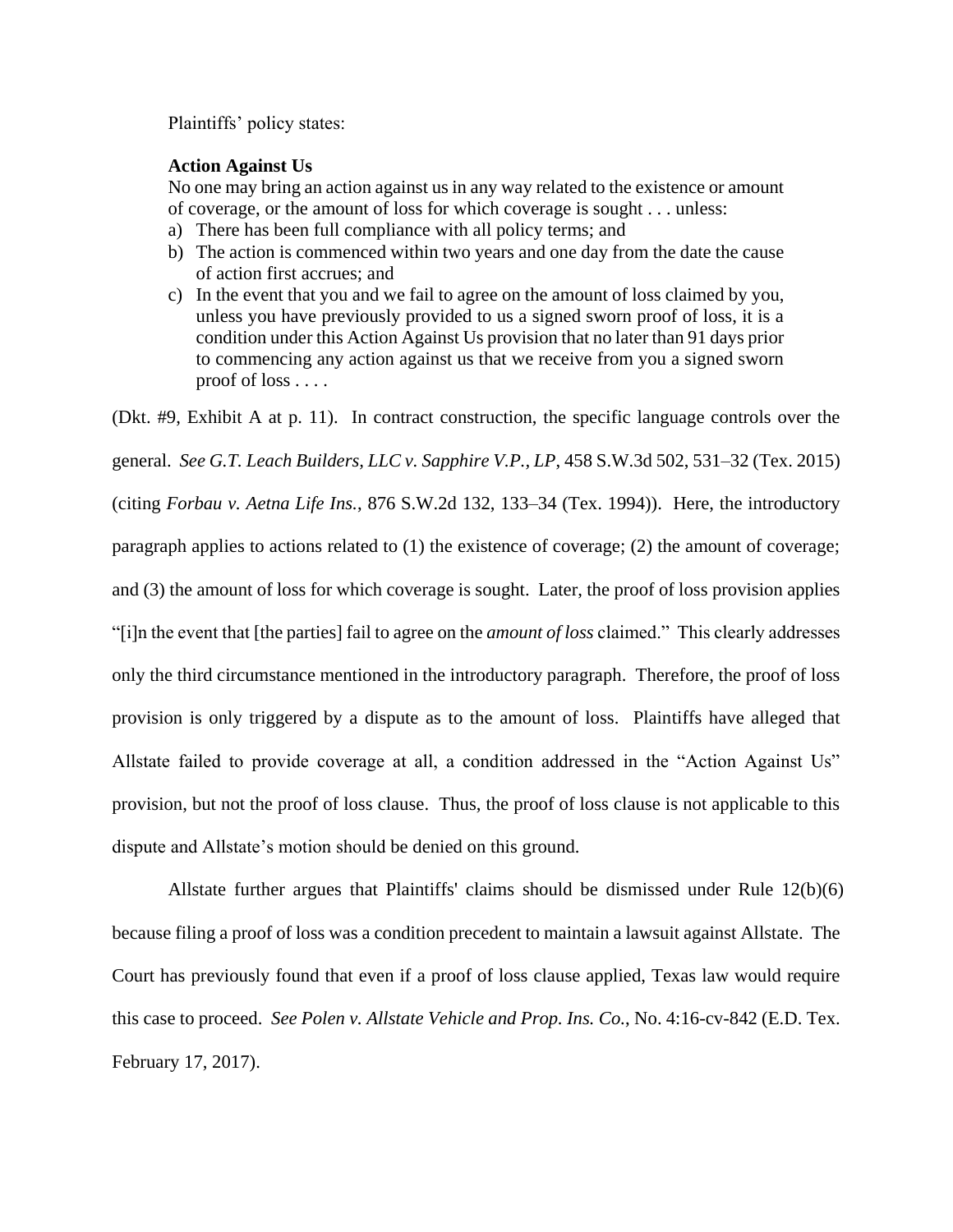Plaintiffs' policy states:

> **Action Against Us**
>
> No one may bring an action against us in any way related to the existence or amount of coverage, or the amount of loss for which coverage is sought . . . unless:
>
> a) There has been full compliance with all policy terms; and
> b) The action is commenced within two years and one day from the date the cause of action first accrues; and
> c) In the event that you and we fail to agree on the amount of loss claimed by you, unless you have previously provided to us a signed sworn proof of loss, it is a condition under this Action Against Us provision that no later than 91 days prior to commencing any action against us that we receive from you a signed sworn proof of loss . . . .

(Dkt. #9, Exhibit A at p. 11). In contract construction, the specific language controls over the general. *See G.T. Leach Builders, LLC v. Sapphire V.P., LP*, 458 S.W.3d 502, 531–32 (Tex. 2015) (citing *Forbau v. Aetna Life Ins.*, 876 S.W.2d 132, 133–34 (Tex. 1994)). Here, the introductory paragraph applies to actions related to (1) the existence of coverage; (2) the amount of coverage; and (3) the amount of loss for which coverage is sought. Later, the proof of loss provision applies "[i]n the event that [the parties] fail to agree on the *amount of loss* claimed." This clearly addresses only the third circumstance mentioned in the introductory paragraph. Therefore, the proof of loss provision is only triggered by a dispute as to the amount of loss. Plaintiffs have alleged that Allstate failed to provide coverage at all, a condition addressed in the "Action Against Us" provision, but not the proof of loss clause. Thus, the proof of loss clause is not applicable to this dispute and Allstate's motion should be denied on this ground.

Allstate further argues that Plaintiffs' claims should be dismissed under Rule 12(b)(6) because filing a proof of loss was a condition precedent to maintain a lawsuit against Allstate. The Court has previously found that even if a proof of loss clause applied, Texas law would require this case to proceed. *See Polen v. Allstate Vehicle and Prop. Ins. Co.*, No. 4:16-cv-842 (E.D. Tex. February 17, 2017).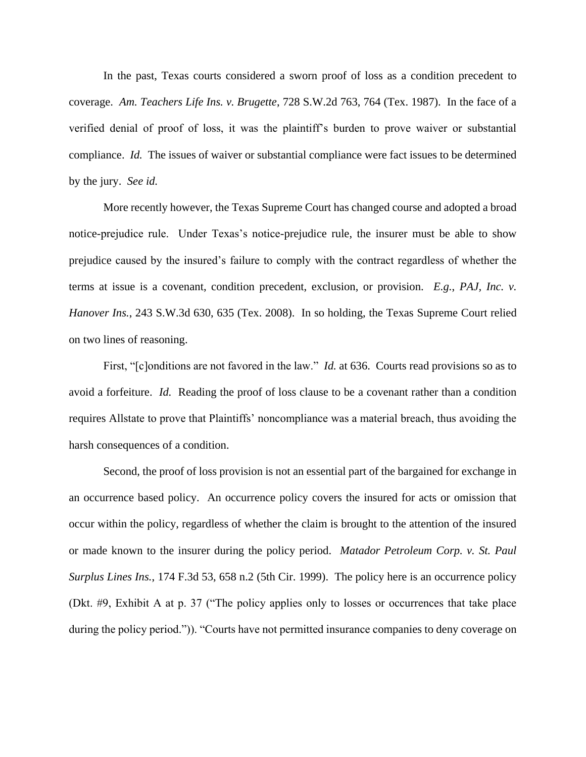In the past, Texas courts considered a sworn proof of loss as a condition precedent to coverage. *Am. Teachers Life Ins. v. Brugette*, 728 S.W.2d 763, 764 (Tex. 1987). In the face of a verified denial of proof of loss, it was the plaintiff's burden to prove waiver or substantial compliance. *Id.* The issues of waiver or substantial compliance were fact issues to be determined by the jury. *See id.*

More recently however, the Texas Supreme Court has changed course and adopted a broad notice-prejudice rule. Under Texas's notice-prejudice rule, the insurer must be able to show prejudice caused by the insured's failure to comply with the contract regardless of whether the terms at issue is a covenant, condition precedent, exclusion, or provision. *E.g., PAJ, Inc. v. Hanover Ins.*, 243 S.W.3d 630, 635 (Tex. 2008). In so holding, the Texas Supreme Court relied on two lines of reasoning.

First, "[c]onditions are not favored in the law." *Id.* at 636. Courts read provisions so as to avoid a forfeiture. *Id.* Reading the proof of loss clause to be a covenant rather than a condition requires Allstate to prove that Plaintiffs' noncompliance was a material breach, thus avoiding the harsh consequences of a condition.

Second, the proof of loss provision is not an essential part of the bargained for exchange in an occurrence based policy. An occurrence policy covers the insured for acts or omission that occur within the policy, regardless of whether the claim is brought to the attention of the insured or made known to the insurer during the policy period. *Matador Petroleum Corp. v. St. Paul Surplus Lines Ins.*, 174 F.3d 53, 658 n.2 (5th Cir. 1999). The policy here is an occurrence policy (Dkt. #9, Exhibit A at p. 37 ("The policy applies only to losses or occurrences that take place during the policy period.")). "Courts have not permitted insurance companies to deny coverage on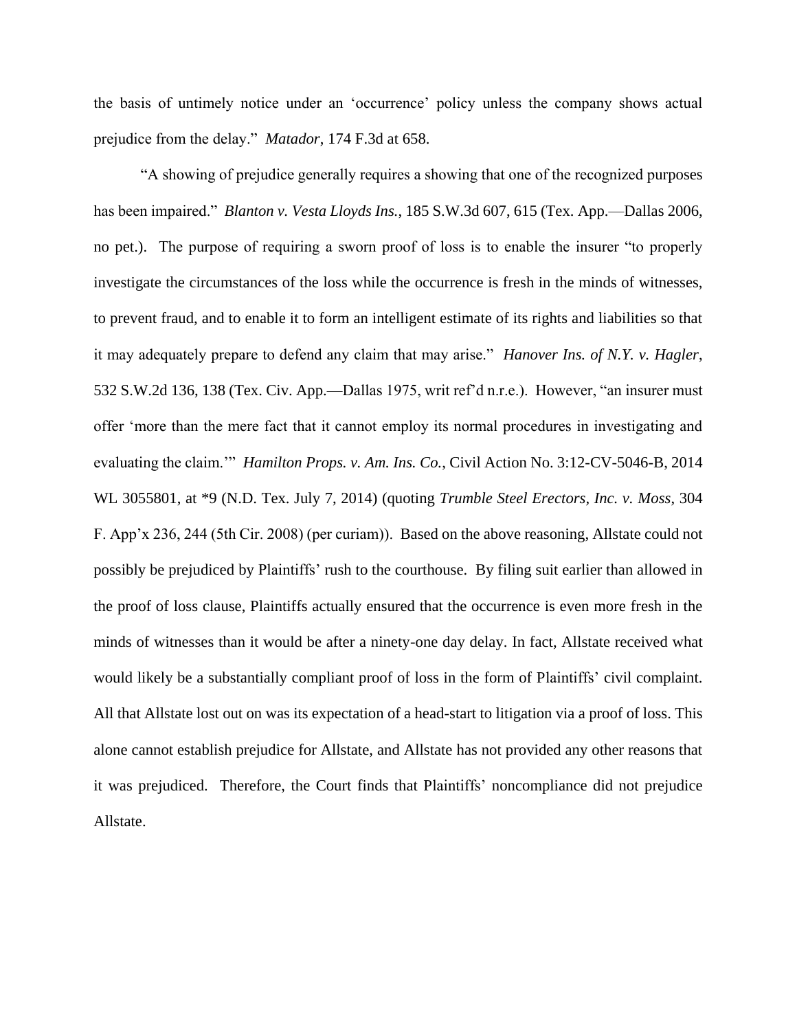the basis of untimely notice under an 'occurrence' policy unless the company shows actual prejudice from the delay." *Matador*, 174 F.3d at 658.

"A showing of prejudice generally requires a showing that one of the recognized purposes has been impaired." *Blanton v. Vesta Lloyds Ins.*, 185 S.W.3d 607, 615 (Tex. App.—Dallas 2006, no pet.). The purpose of requiring a sworn proof of loss is to enable the insurer "to properly investigate the circumstances of the loss while the occurrence is fresh in the minds of witnesses, to prevent fraud, and to enable it to form an intelligent estimate of its rights and liabilities so that it may adequately prepare to defend any claim that may arise." *Hanover Ins. of N.Y. v. Hagler*, 532 S.W.2d 136, 138 (Tex. Civ. App.—Dallas 1975, writ ref'd n.r.e.). However, "an insurer must offer 'more than the mere fact that it cannot employ its normal procedures in investigating and evaluating the claim.'" *Hamilton Props. v. Am. Ins. Co.*, Civil Action No. 3:12-CV-5046-B, 2014 WL 3055801, at *9 (N.D. Tex. July 7, 2014) (quoting *Trumble Steel Erectors, Inc. v. Moss*, 304 F. App'x 236, 244 (5th Cir. 2008) (per curiam)). Based on the above reasoning, Allstate could not possibly be prejudiced by Plaintiffs' rush to the courthouse. By filing suit earlier than allowed in the proof of loss clause, Plaintiffs actually ensured that the occurrence is even more fresh in the minds of witnesses than it would be after a ninety-one day delay. In fact, Allstate received what would likely be a substantially compliant proof of loss in the form of Plaintiffs' civil complaint. All that Allstate lost out on was its expectation of a head-start to litigation via a proof of loss. This alone cannot establish prejudice for Allstate, and Allstate has not provided any other reasons that it was prejudiced. Therefore, the Court finds that Plaintiffs' noncompliance did not prejudice Allstate.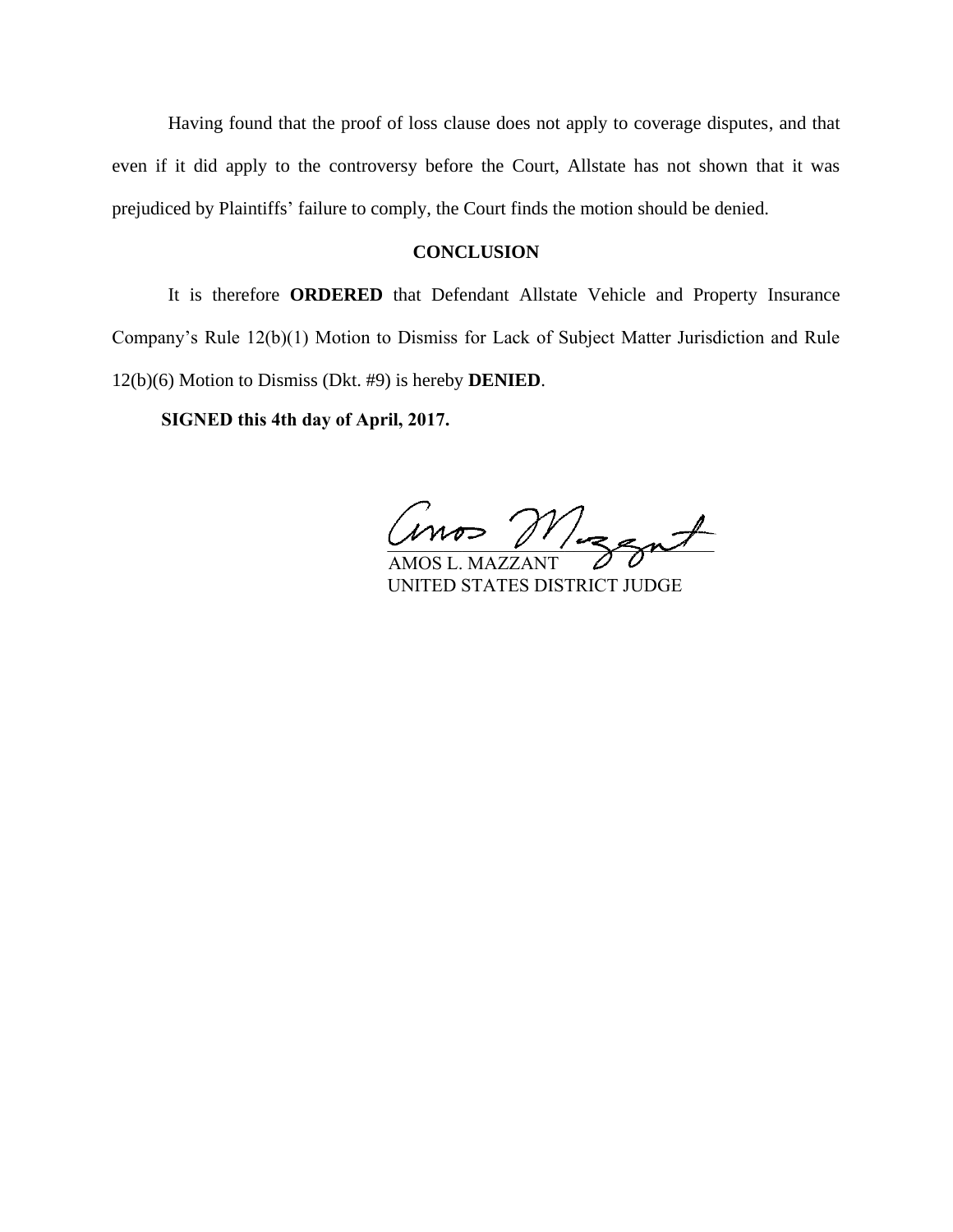Having found that the proof of loss clause does not apply to coverage disputes, and that even if it did apply to the controversy before the Court, Allstate has not shown that it was prejudiced by Plaintiffs' failure to comply, the Court finds the motion should be denied.

## CONCLUSION

It is therefore **ORDERED** that Defendant Allstate Vehicle and Property Insurance Company's Rule 12(b)(1) Motion to Dismiss for Lack of Subject Matter Jurisdiction and Rule 12(b)(6) Motion to Dismiss (Dkt. #9) is hereby **DENIED**.

**SIGNED this 4th day of April, 2017.**

AMOS L. MAZZANT
UNITED STATES DISTRICT JUDGE